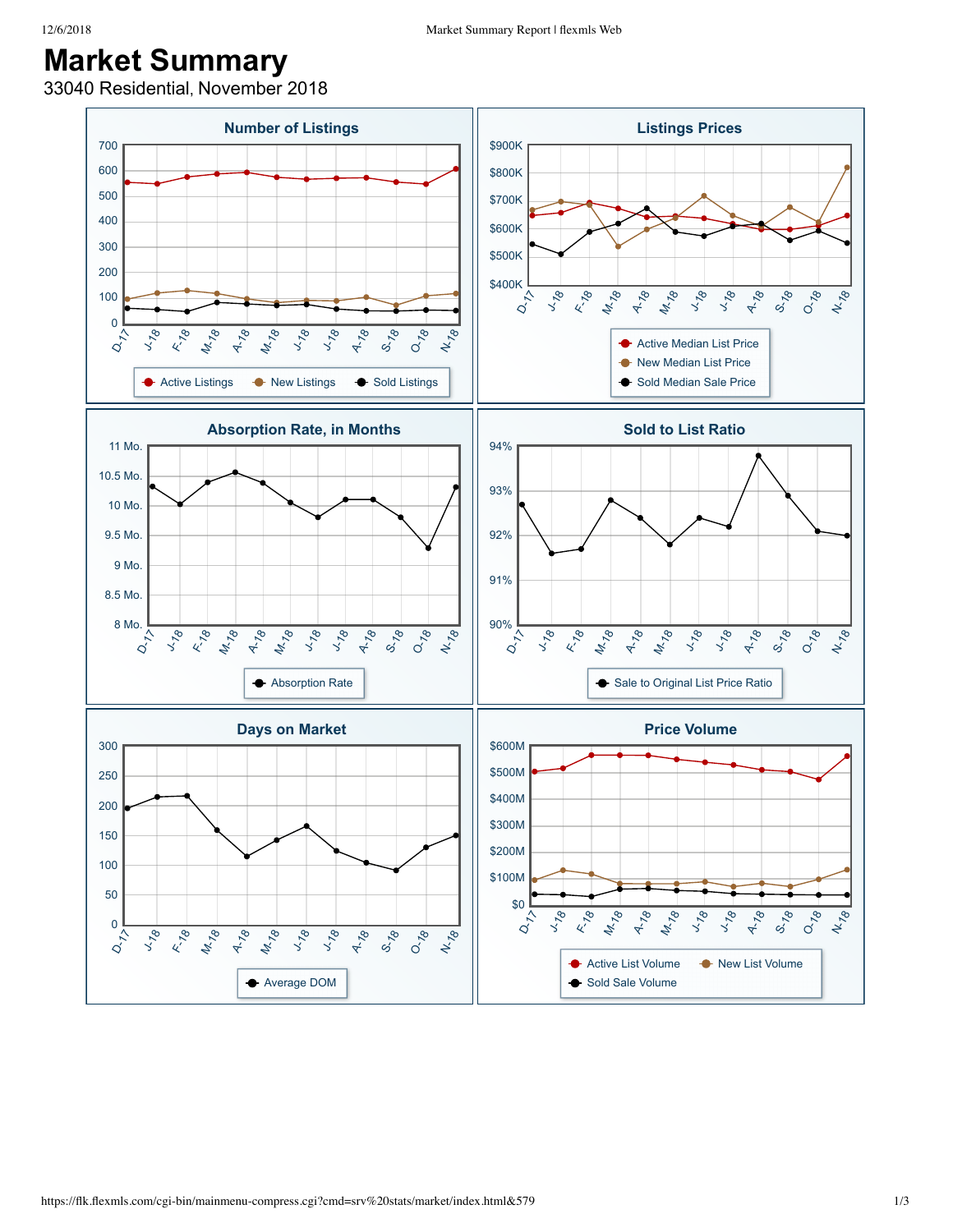# Market Summary

33040 Residential, November 2018

### Number of Listings

700, 600, 500, 400, 300, 200, 100, 0

D-17, J-18, F-18, M-18, A-18, M-18, J-18, J-18, A-18, S-18, O-18, N-18

Active Listings, New Listings, Sold Listings

### Listings Prices

$900K, $800K, $700K, $600K, $500K, $400K

D-17, J-18, F-18, M-18, A-18, M-18, J-18, J-18, A-18, S-18, O-18, N-18

Active Median List Price, New Median List Price, Sold Median Sale Price

### Absorption Rate, in Months

11 Mo., 10.5 Mo., 10 Mo., 9.5 Mo., 9 Mo., 8.5 Mo., 8 Mo.

D-17, J-18, F-18, M-18, A-18, M-18, J-18, J-18, A-18, S-18, O-18, N-18

Absorption Rate

### Sold to List Ratio

94%, 93%, 92%, 91%, 90%

D-17, J-18, F-18, M-18, A-18, M-18, J-18, J-18, A-18, S-18, O-18, N-18

Sale to Original List Price Ratio

### Days on Market

300, 250, 200, 150, 100, 50, 0

D-17, J-18, F-18, M-18, A-18, M-18, J-18, J-18, A-18, S-18, O-18, N-18

Average DOM

### Price Volume

$600M, $500M, $400M, $300M, $200M, $100M, $0

D-17, J-18, F-18, M-18, A-18, M-18, J-18, J-18, A-18, S-18, O-18, N-18

Active List Volume, New List Volume, Sold Sale Volume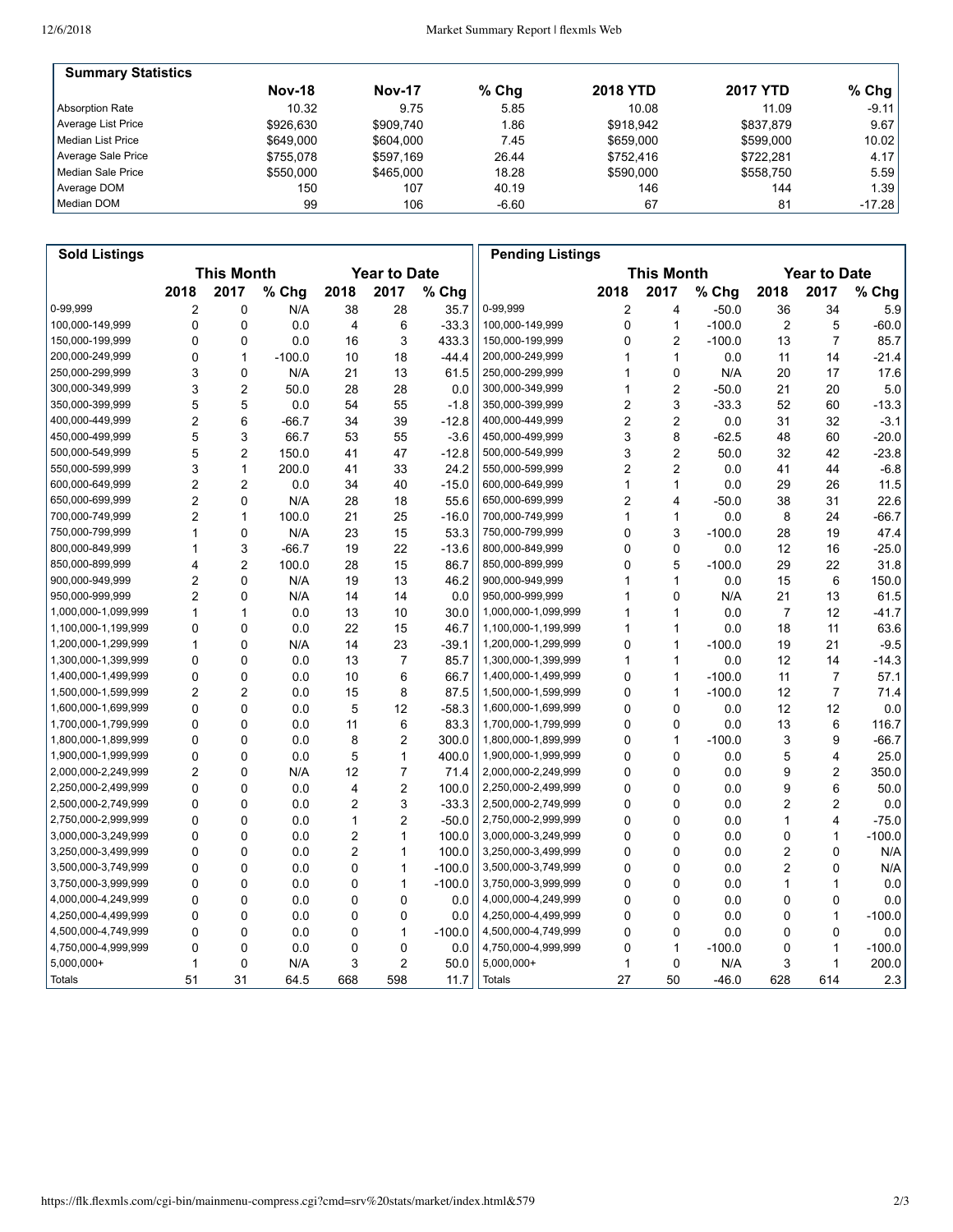## Summary Statistics

| | Nov-18 | Nov-17 | % Chg | 2018 YTD | 2017 YTD | % Chg |
|---|---|---|---|---|---|---|
| Absorption Rate | 10.32 | 9.75 | 5.85 | 10.08 | 11.09 | -9.11 |
| Average List Price | $926,630 | $909,740 | 1.86 | $918,942 | $837,879 | 9.67 |
| Median List Price | $649,000 | $604,000 | 7.45 | $659,000 | $599,000 | 10.02 |
| Average Sale Price | $755,078 | $597,169 | 26.44 | $752,416 | $722,281 | 4.17 |
| Median Sale Price | $550,000 | $465,000 | 18.28 | $590,000 | $558,750 | 5.59 |
| Average DOM | 150 | 107 | 40.19 | 146 | 144 | 1.39 |
| Median DOM | 99 | 106 | -6.60 | 67 | 81 | -17.28 |

## Sold Listings

| | This Month | | | Year to Date | | |
|---|---|---|---|---|---|---|
| | 2018 | 2017 | % Chg | 2018 | 2017 | % Chg |
| 0-99,999 | 2 | 0 | N/A | 38 | 28 | 35.7 |
| 100,000-149,999 | 0 | 0 | 0.0 | 4 | 6 | -33.3 |
| 150,000-199,999 | 0 | 0 | 0.0 | 16 | 3 | 433.3 |
| 200,000-249,999 | 0 | 1 | -100.0 | 10 | 18 | -44.4 |
| 250,000-299,999 | 3 | 0 | N/A | 21 | 13 | 61.5 |
| 300,000-349,999 | 3 | 2 | 50.0 | 28 | 28 | 0.0 |
| 350,000-399,999 | 5 | 5 | 0.0 | 54 | 55 | -1.8 |
| 400,000-449,999 | 2 | 6 | -66.7 | 34 | 39 | -12.8 |
| 450,000-499,999 | 5 | 3 | 66.7 | 53 | 55 | -3.6 |
| 500,000-549,999 | 5 | 2 | 150.0 | 41 | 47 | -12.8 |
| 550,000-599,999 | 3 | 1 | 200.0 | 41 | 33 | 24.2 |
| 600,000-649,999 | 2 | 2 | 0.0 | 34 | 40 | -15.0 |
| 650,000-699,999 | 2 | 0 | N/A | 28 | 18 | 55.6 |
| 700,000-749,999 | 2 | 1 | 100.0 | 21 | 25 | -16.0 |
| 750,000-799,999 | 1 | 0 | N/A | 23 | 15 | 53.3 |
| 800,000-849,999 | 1 | 3 | -66.7 | 19 | 22 | -13.6 |
| 850,000-899,999 | 4 | 2 | 100.0 | 28 | 15 | 86.7 |
| 900,000-949,999 | 2 | 0 | N/A | 19 | 13 | 46.2 |
| 950,000-999,999 | 2 | 0 | N/A | 14 | 14 | 0.0 |
| 1,000,000-1,099,999 | 1 | 1 | 0.0 | 13 | 10 | 30.0 |
| 1,100,000-1,199,999 | 0 | 0 | 0.0 | 22 | 15 | 46.7 |
| 1,200,000-1,299,999 | 1 | 0 | N/A | 14 | 23 | -39.1 |
| 1,300,000-1,399,999 | 0 | 0 | 0.0 | 13 | 7 | 85.7 |
| 1,400,000-1,499,999 | 0 | 0 | 0.0 | 10 | 6 | 66.7 |
| 1,500,000-1,599,999 | 2 | 2 | 0.0 | 15 | 8 | 87.5 |
| 1,600,000-1,699,999 | 0 | 0 | 0.0 | 5 | 12 | -58.3 |
| 1,700,000-1,799,999 | 0 | 0 | 0.0 | 11 | 6 | 83.3 |
| 1,800,000-1,899,999 | 0 | 0 | 0.0 | 8 | 2 | 300.0 |
| 1,900,000-1,999,999 | 0 | 0 | 0.0 | 5 | 1 | 400.0 |
| 2,000,000-2,249,999 | 2 | 0 | N/A | 12 | 7 | 71.4 |
| 2,250,000-2,499,999 | 0 | 0 | 0.0 | 4 | 2 | 100.0 |
| 2,500,000-2,749,999 | 0 | 0 | 0.0 | 2 | 3 | -33.3 |
| 2,750,000-2,999,999 | 0 | 0 | 0.0 | 1 | 2 | -50.0 |
| 3,000,000-3,249,999 | 0 | 0 | 0.0 | 2 | 1 | 100.0 |
| 3,250,000-3,499,999 | 0 | 0 | 0.0 | 2 | 1 | 100.0 |
| 3,500,000-3,749,999 | 0 | 0 | 0.0 | 0 | 1 | -100.0 |
| 3,750,000-3,999,999 | 0 | 0 | 0.0 | 0 | 1 | -100.0 |
| 4,000,000-4,249,999 | 0 | 0 | 0.0 | 0 | 0 | 0.0 |
| 4,250,000-4,499,999 | 0 | 0 | 0.0 | 0 | 0 | 0.0 |
| 4,500,000-4,749,999 | 0 | 0 | 0.0 | 0 | 1 | -100.0 |
| 4,750,000-4,999,999 | 0 | 0 | 0.0 | 0 | 0 | 0.0 |
| 5,000,000+ | 1 | 0 | N/A | 3 | 2 | 50.0 |
| Totals | 51 | 31 | 64.5 | 668 | 598 | 11.7 |

## Pending Listings

| | This Month | | | Year to Date | | |
|---|---|---|---|---|---|---|
| | 2018 | 2017 | % Chg | 2018 | 2017 | % Chg |
| 0-99,999 | 2 | 4 | -50.0 | 36 | 34 | 5.9 |
| 100,000-149,999 | 0 | 1 | -100.0 | 2 | 5 | -60.0 |
| 150,000-199,999 | 0 | 2 | -100.0 | 13 | 7 | 85.7 |
| 200,000-249,999 | 1 | 1 | 0.0 | 11 | 14 | -21.4 |
| 250,000-299,999 | 1 | 0 | N/A | 20 | 17 | 17.6 |
| 300,000-349,999 | 1 | 2 | -50.0 | 21 | 20 | 5.0 |
| 350,000-399,999 | 2 | 3 | -33.3 | 52 | 60 | -13.3 |
| 400,000-449,999 | 2 | 2 | 0.0 | 31 | 32 | -3.1 |
| 450,000-499,999 | 3 | 8 | -62.5 | 48 | 60 | -20.0 |
| 500,000-549,999 | 3 | 2 | 50.0 | 32 | 42 | -23.8 |
| 550,000-599,999 | 2 | 2 | 0.0 | 41 | 44 | -6.8 |
| 600,000-649,999 | 1 | 1 | 0.0 | 29 | 26 | 11.5 |
| 650,000-699,999 | 2 | 4 | -50.0 | 38 | 31 | 22.6 |
| 700,000-749,999 | 1 | 1 | 0.0 | 8 | 24 | -66.7 |
| 750,000-799,999 | 0 | 3 | -100.0 | 28 | 19 | 47.4 |
| 800,000-849,999 | 0 | 0 | 0.0 | 12 | 16 | -25.0 |
| 850,000-899,999 | 0 | 5 | -100.0 | 29 | 22 | 31.8 |
| 900,000-949,999 | 1 | 1 | 0.0 | 15 | 6 | 150.0 |
| 950,000-999,999 | 1 | 0 | N/A | 21 | 13 | 61.5 |
| 1,000,000-1,099,999 | 1 | 1 | 0.0 | 7 | 12 | -41.7 |
| 1,100,000-1,199,999 | 1 | 1 | 0.0 | 18 | 11 | 63.6 |
| 1,200,000-1,299,999 | 0 | 1 | -100.0 | 19 | 21 | -9.5 |
| 1,300,000-1,399,999 | 1 | 1 | 0.0 | 12 | 14 | -14.3 |
| 1,400,000-1,499,999 | 0 | 1 | -100.0 | 11 | 7 | 57.1 |
| 1,500,000-1,599,999 | 0 | 1 | -100.0 | 12 | 7 | 71.4 |
| 1,600,000-1,699,999 | 0 | 0 | 0.0 | 12 | 12 | 0.0 |
| 1,700,000-1,799,999 | 0 | 0 | 0.0 | 13 | 6 | 116.7 |
| 1,800,000-1,899,999 | 0 | 1 | -100.0 | 3 | 9 | -66.7 |
| 1,900,000-1,999,999 | 0 | 0 | 0.0 | 5 | 4 | 25.0 |
| 2,000,000-2,249,999 | 0 | 0 | 0.0 | 9 | 2 | 350.0 |
| 2,250,000-2,499,999 | 0 | 0 | 0.0 | 9 | 6 | 50.0 |
| 2,500,000-2,749,999 | 0 | 0 | 0.0 | 2 | 2 | 0.0 |
| 2,750,000-2,999,999 | 0 | 0 | 0.0 | 1 | 4 | -75.0 |
| 3,000,000-3,249,999 | 0 | 0 | 0.0 | 0 | 1 | -100.0 |
| 3,250,000-3,499,999 | 0 | 0 | 0.0 | 2 | 0 | N/A |
| 3,500,000-3,749,999 | 0 | 0 | 0.0 | 2 | 0 | N/A |
| 3,750,000-3,999,999 | 0 | 0 | 0.0 | 1 | 1 | 0.0 |
| 4,000,000-4,249,999 | 0 | 0 | 0.0 | 0 | 0 | 0.0 |
| 4,250,000-4,499,999 | 0 | 0 | 0.0 | 0 | 1 | -100.0 |
| 4,500,000-4,749,999 | 0 | 0 | 0.0 | 0 | 0 | 0.0 |
| 4,750,000-4,999,999 | 0 | 1 | -100.0 | 0 | 1 | -100.0 |
| 5,000,000+ | 1 | 0 | N/A | 3 | 1 | 200.0 |
| Totals | 27 | 50 | -46.0 | 628 | 614 | 2.3 |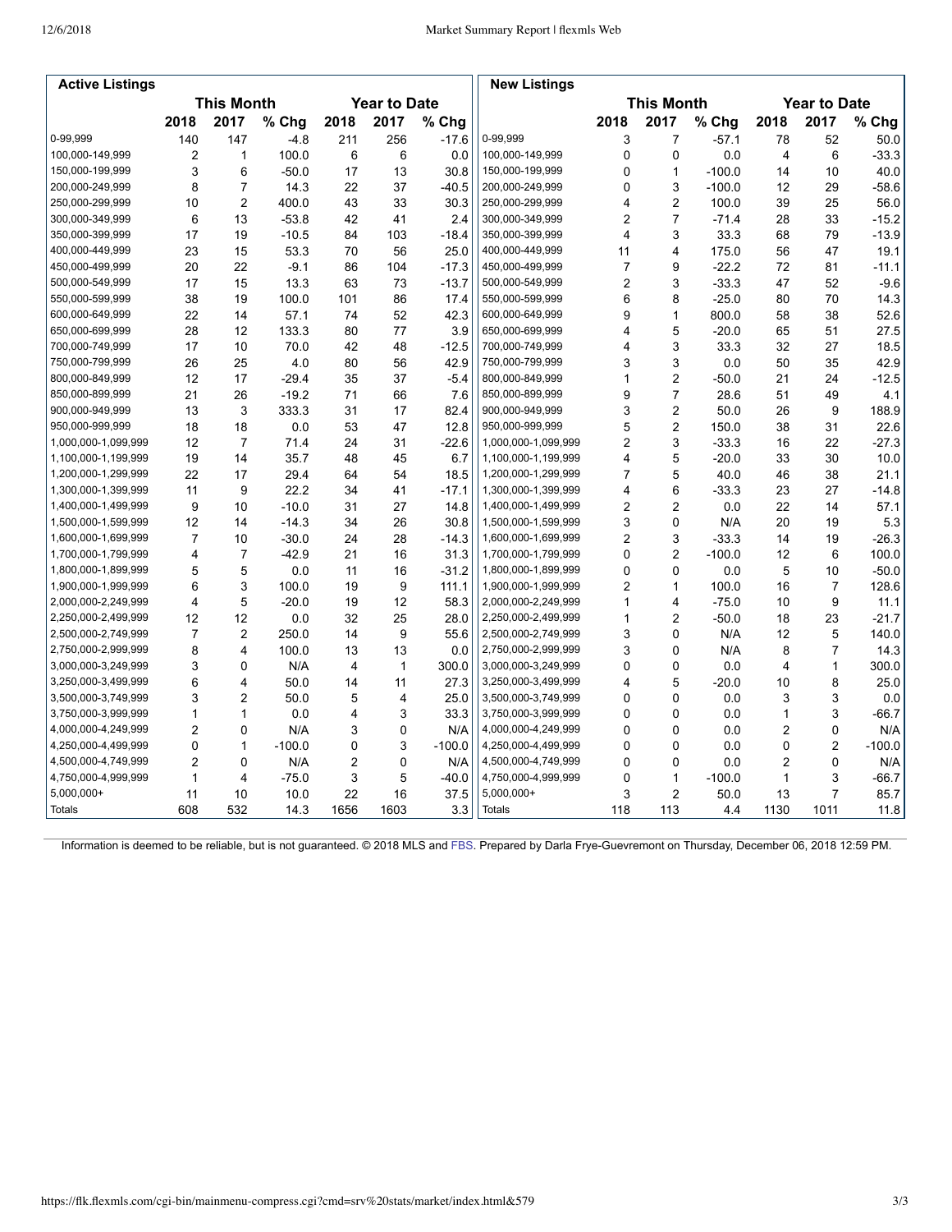## Active Listings

| | This Month | | | Year to Date | | |
|---|---|---|---|---|---|---|
| | 2018 | 2017 | % Chg | 2018 | 2017 | % Chg |
| 0-99,999 | 140 | 147 | -4.8 | 211 | 256 | -17.6 |
| 100,000-149,999 | 2 | 1 | 100.0 | 6 | 6 | 0.0 |
| 150,000-199,999 | 3 | 6 | -50.0 | 17 | 13 | 30.8 |
| 200,000-249,999 | 8 | 7 | 14.3 | 22 | 37 | -40.5 |
| 250,000-299,999 | 10 | 2 | 400.0 | 43 | 33 | 30.3 |
| 300,000-349,999 | 6 | 13 | -53.8 | 42 | 41 | 2.4 |
| 350,000-399,999 | 17 | 19 | -10.5 | 84 | 103 | -18.4 |
| 400,000-449,999 | 23 | 15 | 53.3 | 70 | 56 | 25.0 |
| 450,000-499,999 | 20 | 22 | -9.1 | 86 | 104 | -17.3 |
| 500,000-549,999 | 17 | 15 | 13.3 | 63 | 73 | -13.7 |
| 550,000-599,999 | 38 | 19 | 100.0 | 101 | 86 | 17.4 |
| 600,000-649,999 | 22 | 14 | 57.1 | 74 | 52 | 42.3 |
| 650,000-699,999 | 28 | 12 | 133.3 | 80 | 77 | 3.9 |
| 700,000-749,999 | 17 | 10 | 70.0 | 42 | 48 | -12.5 |
| 750,000-799,999 | 26 | 25 | 4.0 | 80 | 56 | 42.9 |
| 800,000-849,999 | 12 | 17 | -29.4 | 35 | 37 | -5.4 |
| 850,000-899,999 | 21 | 26 | -19.2 | 71 | 66 | 7.6 |
| 900,000-949,999 | 13 | 3 | 333.3 | 31 | 17 | 82.4 |
| 950,000-999,999 | 18 | 18 | 0.0 | 53 | 47 | 12.8 |
| 1,000,000-1,099,999 | 12 | 7 | 71.4 | 24 | 31 | -22.6 |
| 1,100,000-1,199,999 | 19 | 14 | 35.7 | 48 | 45 | 6.7 |
| 1,200,000-1,299,999 | 22 | 17 | 29.4 | 64 | 54 | 18.5 |
| 1,300,000-1,399,999 | 11 | 9 | 22.2 | 34 | 41 | -17.1 |
| 1,400,000-1,499,999 | 9 | 10 | -10.0 | 31 | 27 | 14.8 |
| 1,500,000-1,599,999 | 12 | 14 | -14.3 | 34 | 26 | 30.8 |
| 1,600,000-1,699,999 | 7 | 10 | -30.0 | 24 | 28 | -14.3 |
| 1,700,000-1,799,999 | 4 | 7 | -42.9 | 21 | 16 | 31.3 |
| 1,800,000-1,899,999 | 5 | 5 | 0.0 | 11 | 16 | -31.2 |
| 1,900,000-1,999,999 | 6 | 3 | 100.0 | 19 | 9 | 111.1 |
| 2,000,000-2,249,999 | 4 | 5 | -20.0 | 19 | 12 | 58.3 |
| 2,250,000-2,499,999 | 12 | 12 | 0.0 | 32 | 25 | 28.0 |
| 2,500,000-2,749,999 | 7 | 2 | 250.0 | 14 | 9 | 55.6 |
| 2,750,000-2,999,999 | 8 | 4 | 100.0 | 13 | 13 | 0.0 |
| 3,000,000-3,249,999 | 3 | 0 | N/A | 4 | 1 | 300.0 |
| 3,250,000-3,499,999 | 6 | 4 | 50.0 | 14 | 11 | 27.3 |
| 3,500,000-3,749,999 | 3 | 2 | 50.0 | 5 | 4 | 25.0 |
| 3,750,000-3,999,999 | 1 | 1 | 0.0 | 4 | 3 | 33.3 |
| 4,000,000-4,249,999 | 2 | 0 | N/A | 3 | 0 | N/A |
| 4,250,000-4,499,999 | 0 | 1 | -100.0 | 0 | 3 | -100.0 |
| 4,500,000-4,749,999 | 2 | 0 | N/A | 2 | 0 | N/A |
| 4,750,000-4,999,999 | 1 | 4 | -75.0 | 3 | 5 | -40.0 |
| 5,000,000+ | 11 | 10 | 10.0 | 22 | 16 | 37.5 |
| Totals | 608 | 532 | 14.3 | 1656 | 1603 | 3.3 |

## New Listings

| | This Month | | | Year to Date | | |
|---|---|---|---|---|---|---|
| | 2018 | 2017 | % Chg | 2018 | 2017 | % Chg |
| 0-99,999 | 3 | 7 | -57.1 | 78 | 52 | 50.0 |
| 100,000-149,999 | 0 | 0 | 0.0 | 4 | 6 | -33.3 |
| 150,000-199,999 | 0 | 1 | -100.0 | 14 | 10 | 40.0 |
| 200,000-249,999 | 0 | 3 | -100.0 | 12 | 29 | -58.6 |
| 250,000-299,999 | 4 | 2 | 100.0 | 39 | 25 | 56.0 |
| 300,000-349,999 | 2 | 7 | -71.4 | 28 | 33 | -15.2 |
| 350,000-399,999 | 4 | 3 | 33.3 | 68 | 79 | -13.9 |
| 400,000-449,999 | 11 | 4 | 175.0 | 56 | 47 | 19.1 |
| 450,000-499,999 | 7 | 9 | -22.2 | 72 | 81 | -11.1 |
| 500,000-549,999 | 2 | 3 | -33.3 | 47 | 52 | -9.6 |
| 550,000-599,999 | 6 | 8 | -25.0 | 80 | 70 | 14.3 |
| 600,000-649,999 | 9 | 1 | 800.0 | 58 | 38 | 52.6 |
| 650,000-699,999 | 4 | 5 | -20.0 | 65 | 51 | 27.5 |
| 700,000-749,999 | 4 | 3 | 33.3 | 32 | 27 | 18.5 |
| 750,000-799,999 | 3 | 3 | 0.0 | 50 | 35 | 42.9 |
| 800,000-849,999 | 1 | 2 | -50.0 | 21 | 24 | -12.5 |
| 850,000-899,999 | 9 | 7 | 28.6 | 51 | 49 | 4.1 |
| 900,000-949,999 | 3 | 2 | 50.0 | 26 | 9 | 188.9 |
| 950,000-999,999 | 5 | 2 | 150.0 | 38 | 31 | 22.6 |
| 1,000,000-1,099,999 | 2 | 3 | -33.3 | 16 | 22 | -27.3 |
| 1,100,000-1,199,999 | 4 | 5 | -20.0 | 33 | 30 | 10.0 |
| 1,200,000-1,299,999 | 7 | 5 | 40.0 | 46 | 38 | 21.1 |
| 1,300,000-1,399,999 | 4 | 6 | -33.3 | 23 | 27 | -14.8 |
| 1,400,000-1,499,999 | 2 | 2 | 0.0 | 22 | 14 | 57.1 |
| 1,500,000-1,599,999 | 3 | 0 | N/A | 20 | 19 | 5.3 |
| 1,600,000-1,699,999 | 2 | 3 | -33.3 | 14 | 19 | -26.3 |
| 1,700,000-1,799,999 | 0 | 2 | -100.0 | 12 | 6 | 100.0 |
| 1,800,000-1,899,999 | 0 | 0 | 0.0 | 5 | 10 | -50.0 |
| 1,900,000-1,999,999 | 2 | 1 | 100.0 | 16 | 7 | 128.6 |
| 2,000,000-2,249,999 | 1 | 4 | -75.0 | 10 | 9 | 11.1 |
| 2,250,000-2,499,999 | 1 | 2 | -50.0 | 18 | 23 | -21.7 |
| 2,500,000-2,749,999 | 3 | 0 | N/A | 12 | 5 | 140.0 |
| 2,750,000-2,999,999 | 3 | 0 | N/A | 8 | 7 | 14.3 |
| 3,000,000-3,249,999 | 0 | 0 | 0.0 | 4 | 1 | 300.0 |
| 3,250,000-3,499,999 | 4 | 5 | -20.0 | 10 | 8 | 25.0 |
| 3,500,000-3,749,999 | 0 | 0 | 0.0 | 3 | 3 | 0.0 |
| 3,750,000-3,999,999 | 0 | 0 | 0.0 | 1 | 3 | -66.7 |
| 4,000,000-4,249,999 | 0 | 0 | 0.0 | 2 | 0 | N/A |
| 4,250,000-4,499,999 | 0 | 0 | 0.0 | 0 | 2 | -100.0 |
| 4,500,000-4,749,999 | 0 | 0 | 0.0 | 2 | 0 | N/A |
| 4,750,000-4,999,999 | 0 | 1 | -100.0 | 1 | 3 | -66.7 |
| 5,000,000+ | 3 | 2 | 50.0 | 13 | 7 | 85.7 |
| Totals | 118 | 113 | 4.4 | 1130 | 1011 | 11.8 |

Information is deemed to be reliable, but is not guaranteed. © 2018 MLS and FBS. Prepared by Darla Frye-Guevremont on Thursday, December 06, 2018 12:59 PM.